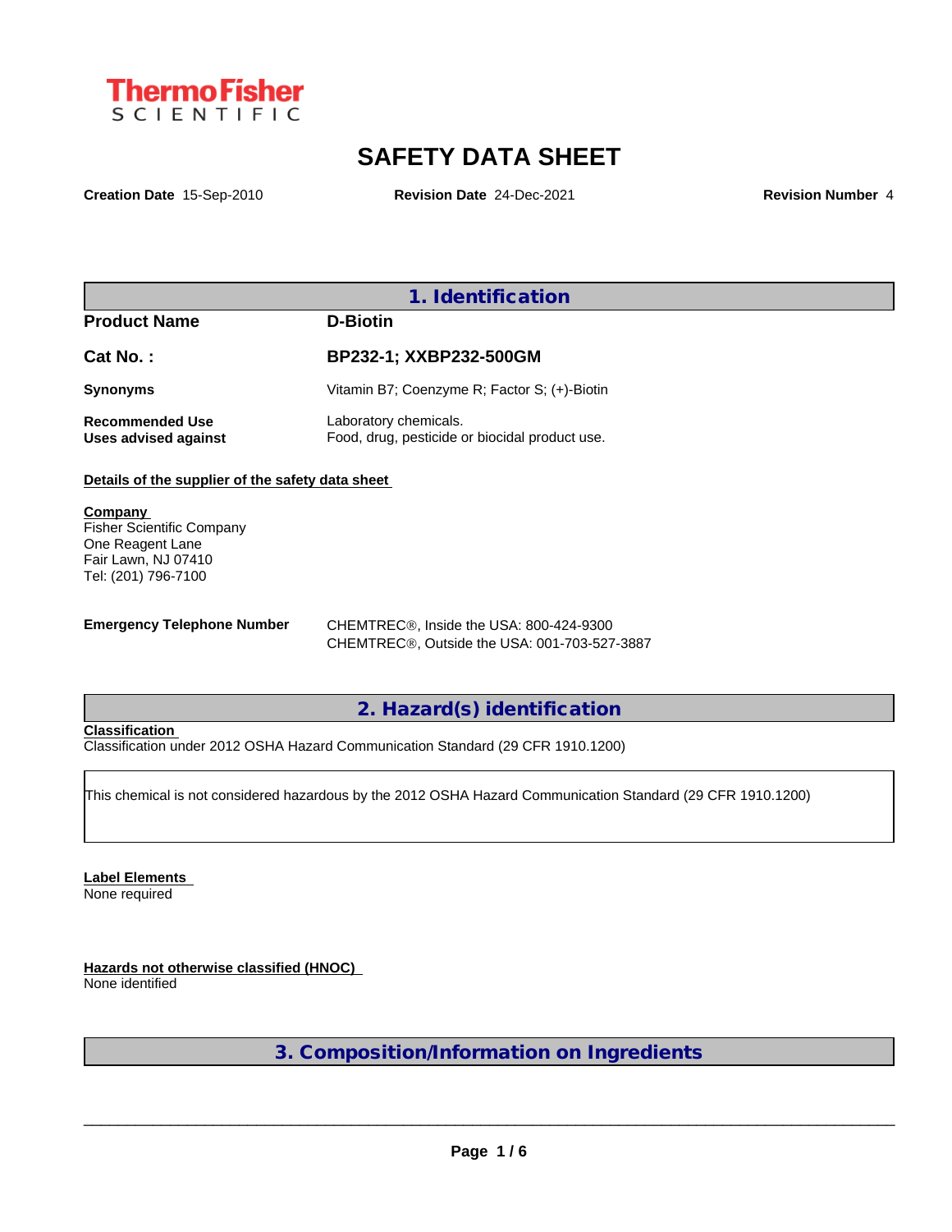ThermoFisher SCIENTIFIC

# SAFETY DATA SHEET

**Creation Date** 15-Sep-2010 **Revision Date** 24-Dec-2021 **Revision Number** 4

## 1. Identification

| | |
|---|---|
| **Product Name** | **D-Biotin** |
| **Cat No. :** | **BP232-1; XXBP232-500GM** |
| **Synonyms** | Vitamin B7; Coenzyme R; Factor S; (+)-Biotin |
| **Recommended Use** | Laboratory chemicals. |
| **Uses advised against** | Food, drug, pesticide or biocidal product use. |

**Details of the supplier of the safety data sheet**

**Company**
Fisher Scientific Company
One Reagent Lane
Fair Lawn, NJ 07410
Tel: (201) 796-7100

**Emergency Telephone Number** CHEMTREC®, Inside the USA: 800-424-9300
CHEMTREC®, Outside the USA: 001-703-527-3887

## 2. Hazard(s) identification

**Classification**
Classification under 2012 OSHA Hazard Communication Standard (29 CFR 1910.1200)

This chemical is not considered hazardous by the 2012 OSHA Hazard Communication Standard (29 CFR 1910.1200)

**Label Elements**
None required

**Hazards not otherwise classified (HNOC)**
None identified

## 3. Composition/Information on Ingredients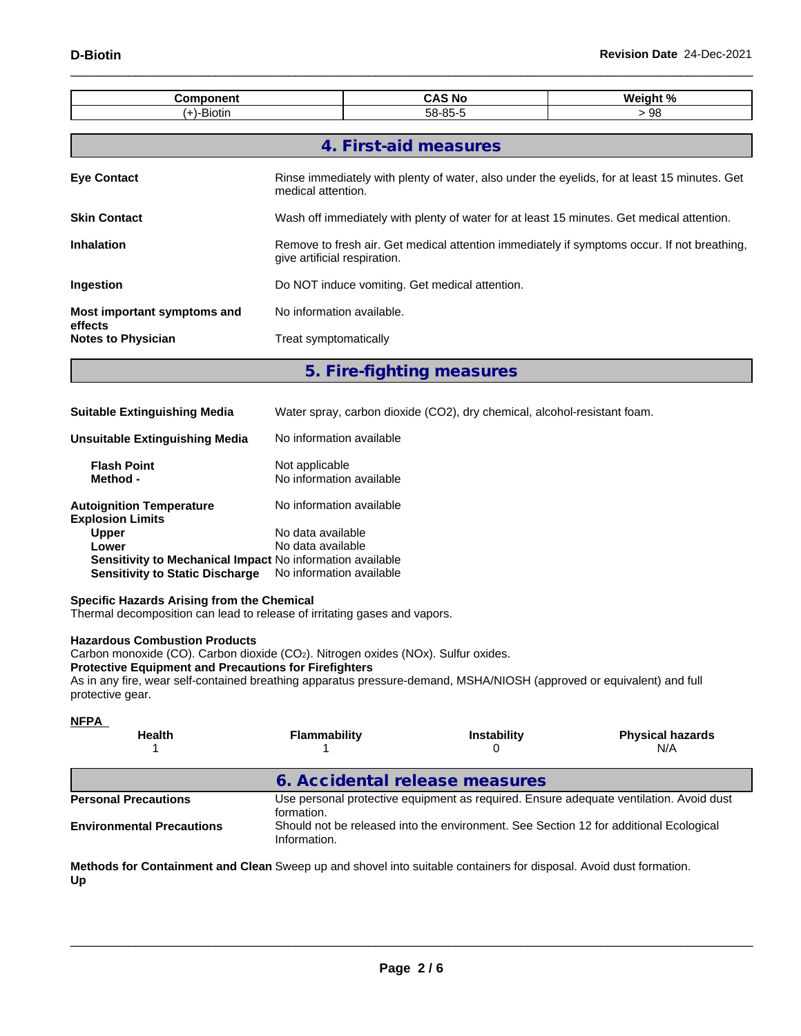| Component | CAS No | Weight % |
| --- | --- | --- |
| (+)-Biotin | 58-85-5 | > 98 |

## 4. First-aid measures

**Eye Contact**
Rinse immediately with plenty of water, also under the eyelids, for at least 15 minutes. Get medical attention.

**Skin Contact**
Wash off immediately with plenty of water for at least 15 minutes. Get medical attention.

**Inhalation**
Remove to fresh air. Get medical attention immediately if symptoms occur. If not breathing, give artificial respiration.

**Ingestion**
Do NOT induce vomiting. Get medical attention.

**Most important symptoms and effects**
No information available.

**Notes to Physician**
Treat symptomatically

## 5. Fire-fighting measures

**Suitable Extinguishing Media**
Water spray, carbon dioxide (CO2), dry chemical, alcohol-resistant foam.

**Unsuitable Extinguishing Media**
No information available

**Flash Point**
Not applicable

**Method -**
No information available

**Autoignition Temperature**
No information available

**Explosion Limits**

**Upper**
No data available

**Lower**
No data available

**Sensitivity to Mechanical Impact**
No information available

**Sensitivity to Static Discharge**
No information available

**Specific Hazards Arising from the Chemical**
Thermal decomposition can lead to release of irritating gases and vapors.

**Hazardous Combustion Products**
Carbon monoxide (CO). Carbon dioxide ($CO_2$). Nitrogen oxides (NOx). Sulfur oxides.

**Protective Equipment and Precautions for Firefighters**
As in any fire, wear self-contained breathing apparatus pressure-demand, MSHA/NIOSH (approved or equivalent) and full protective gear.

**NFPA**

| Health | Flammability | Instability | Physical hazards |
| --- | --- | --- | --- |
| 1 | 1 | 0 | N/A |

## 6. Accidental release measures

**Personal Precautions**
Use personal protective equipment as required. Ensure adequate ventilation. Avoid dust formation.

**Environmental Precautions**
Should not be released into the environment. See Section 12 for additional Ecological Information.

**Methods for Containment and Clean Up**
Sweep up and shovel into suitable containers for disposal. Avoid dust formation.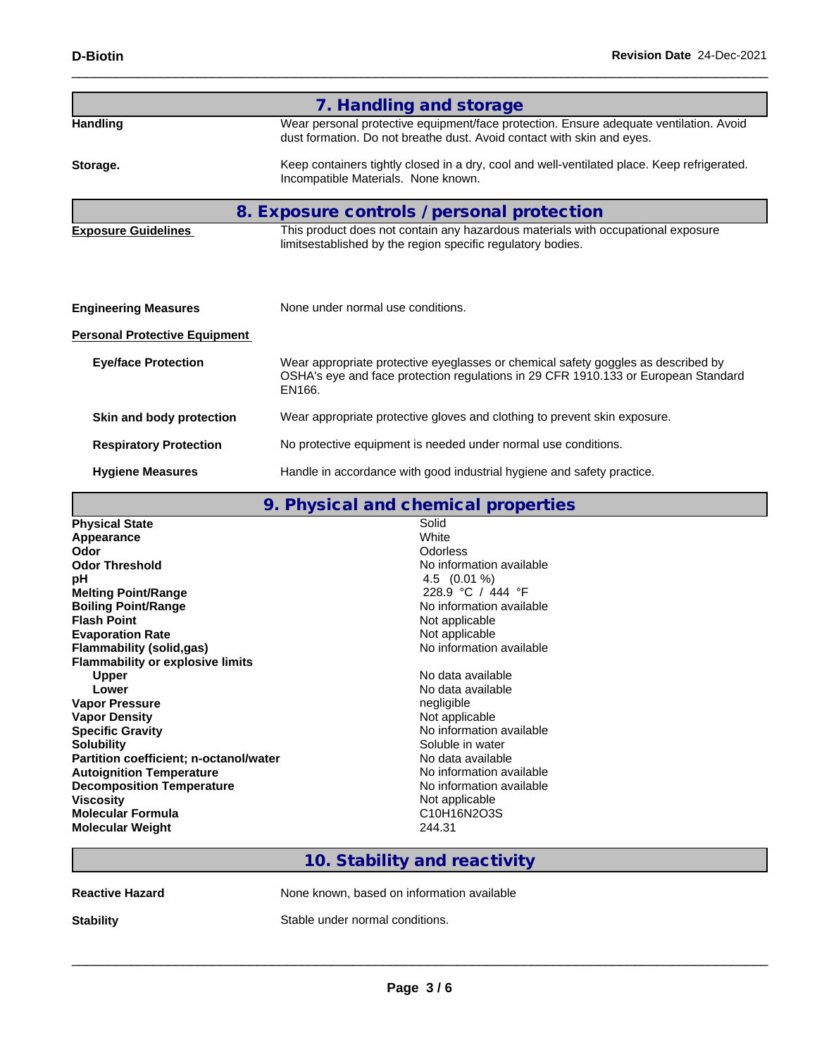## 7. Handling and storage

| | |
|---|---|
| **Handling** | Wear personal protective equipment/face protection. Ensure adequate ventilation. Avoid dust formation. Do not breathe dust. Avoid contact with skin and eyes. |
| **Storage.** | Keep containers tightly closed in a dry, cool and well-ventilated place. Keep refrigerated. Incompatible Materials. None known. |

## 8. Exposure controls / personal protection

| | |
|---|---|
| **Exposure Guidelines** | This product does not contain any hazardous materials with occupational exposure limitsestablished by the region specific regulatory bodies. |
| **Engineering Measures** | None under normal use conditions. |
| **Personal Protective Equipment** | |
| **Eye/face Protection** | Wear appropriate protective eyeglasses or chemical safety goggles as described by OSHA's eye and face protection regulations in 29 CFR 1910.133 or European Standard EN166. |
| **Skin and body protection** | Wear appropriate protective gloves and clothing to prevent skin exposure. |
| **Respiratory Protection** | No protective equipment is needed under normal use conditions. |
| **Hygiene Measures** | Handle in accordance with good industrial hygiene and safety practice. |

## 9. Physical and chemical properties

| | |
|---|---|
| **Physical State** | Solid |
| **Appearance** | White |
| **Odor** | Odorless |
| **Odor Threshold** | No information available |
| **pH** | 4.5 (0.01 %) |
| **Melting Point/Range** | 228.9 °C / 444 °F |
| **Boiling Point/Range** | No information available |
| **Flash Point** | Not applicable |
| **Evaporation Rate** | Not applicable |
| **Flammability (solid,gas)** | No information available |
| **Flammability or explosive limits** | |
| **Upper** | No data available |
| **Lower** | No data available |
| **Vapor Pressure** | negligible |
| **Vapor Density** | Not applicable |
| **Specific Gravity** | No information available |
| **Solubility** | Soluble in water |
| **Partition coefficient; n-octanol/water** | No data available |
| **Autoignition Temperature** | No information available |
| **Decomposition Temperature** | No information available |
| **Viscosity** | Not applicable |
| **Molecular Formula** | $C_{10}H_{16}N_2O_3S$ |
| **Molecular Weight** | 244.31 |

## 10. Stability and reactivity

| | |
|---|---|
| **Reactive Hazard** | None known, based on information available |
| **Stability** | Stable under normal conditions. |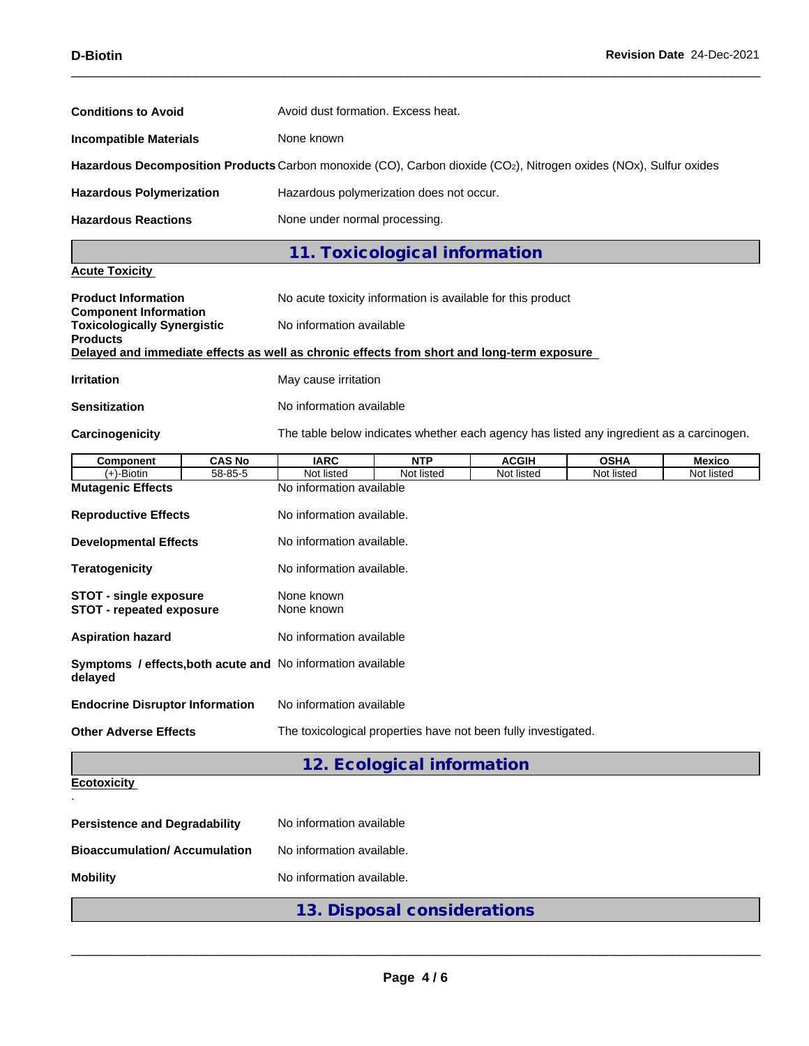**Conditions to Avoid** Avoid dust formation. Excess heat.

**Incompatible Materials** None known

**Hazardous Decomposition Products** Carbon monoxide (CO), Carbon dioxide ($CO_2$), Nitrogen oxides (NOx), Sulfur oxides

**Hazardous Polymerization** Hazardous polymerization does not occur.

**Hazardous Reactions** None under normal processing.

## 11. Toxicological information

**Acute Toxicity**

**Product Information** No acute toxicity information is available for this product

**Component Information**

**Toxicologically Synergistic Products** No information available

**Delayed and immediate effects as well as chronic effects from short and long-term exposure**

**Irritation** May cause irritation

**Sensitization** No information available

**Carcinogenicity** The table below indicates whether each agency has listed any ingredient as a carcinogen.

| Component | CAS No | IARC | NTP | ACGIH | OSHA | Mexico |
|---|---|---|---|---|---|---|
| (+)-Biotin | 58-85-5 | Not listed | Not listed | Not listed | Not listed | Not listed |

**Mutagenic Effects** No information available

**Reproductive Effects** No information available.

**Developmental Effects** No information available.

**Teratogenicity** No information available.

**STOT - single exposure** None known

**STOT - repeated exposure** None known

**Aspiration hazard** No information available

**Symptoms / effects,both acute and delayed** No information available

**Endocrine Disruptor Information** No information available

**Other Adverse Effects** The toxicological properties have not been fully investigated.

## 12. Ecological information

**Ecotoxicity**

.

**Persistence and Degradability** No information available

**Bioaccumulation/ Accumulation** No information available.

**Mobility** No information available.

## 13. Disposal considerations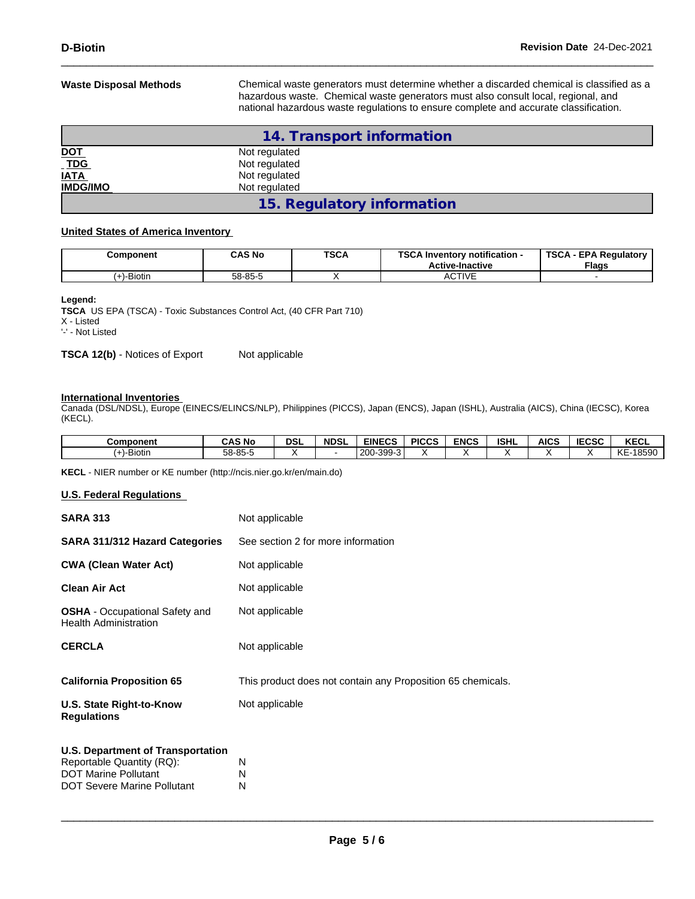**Waste Disposal Methods** Chemical waste generators must determine whether a discarded chemical is classified as a hazardous waste. Chemical waste generators must also consult local, regional, and national hazardous waste regulations to ensure complete and accurate classification.

## 14. Transport information

| | |
|---|---|
| **DOT** | Not regulated |
| **TDG** | Not regulated |
| **IATA** | Not regulated |
| **IMDG/IMO** | Not regulated |

## 15. Regulatory information

**United States of America Inventory**

| Component | CAS No | TSCA | TSCA Inventory notification - Active-Inactive | TSCA - EPA Regulatory Flags |
|---|---|---|---|---|
| (+)-Biotin | 58-85-5 | X | ACTIVE | - |

**Legend:**
**TSCA** US EPA (TSCA) - Toxic Substances Control Act, (40 CFR Part 710)
X - Listed
'-' - Not Listed

**TSCA 12(b)** - Notices of Export Not applicable

**International Inventories**
Canada (DSL/NDSL), Europe (EINECS/ELINCS/NLP), Philippines (PICCS), Japan (ENCS), Japan (ISHL), Australia (AICS), China (IECSC), Korea (KECL).

| Component | CAS No | DSL | NDSL | EINECS | PICCS | ENCS | ISHL | AICS | IECSC | KECL |
|---|---|---|---|---|---|---|---|---|---|---|
| (+)-Biotin | 58-85-5 | X | - | 200-399-3 | X | X | X | X | X | KE-18590 |

**KECL** - NIER number or KE number (http://ncis.nier.go.kr/en/main.do)

**U.S. Federal Regulations**

| | |
|---|---|
| **SARA 313** | Not applicable |
| **SARA 311/312 Hazard Categories** | See section 2 for more information |
| **CWA (Clean Water Act)** | Not applicable |
| **Clean Air Act** | Not applicable |
| **OSHA** - Occupational Safety and Health Administration | Not applicable |
| **CERCLA** | Not applicable |
| **California Proposition 65** | This product does not contain any Proposition 65 chemicals. |
| **U.S. State Right-to-Know Regulations** | Not applicable |

**U.S. Department of Transportation**

| | |
|---|---|
| Reportable Quantity (RQ): | N |
| DOT Marine Pollutant | N |
| DOT Severe Marine Pollutant | N |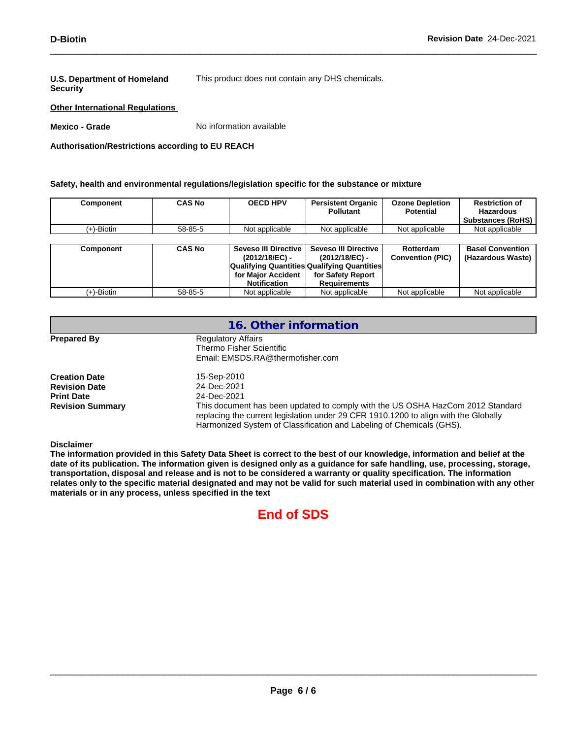**U.S. Department of Homeland Security** This product does not contain any DHS chemicals.

**Other International Regulations**

**Mexico - Grade** No information available

**Authorisation/Restrictions according to EU REACH**

**Safety, health and environmental regulations/legislation specific for the substance or mixture**

| Component | CAS No | OECD HPV | Persistent Organic Pollutant | Ozone Depletion Potential | Restriction of Hazardous Substances (RoHS) |
|---|---|---|---|---|---|
| (+)-Biotin | 58-85-5 | Not applicable | Not applicable | Not applicable | Not applicable |

| Component | CAS No | Seveso III Directive (2012/18/EC) - Qualifying Quantities for Major Accident Notification | Seveso III Directive (2012/18/EC) - Qualifying Quantities for Safety Report Requirements | Rotterdam Convention (PIC) | Basel Convention (Hazardous Waste) |
|---|---|---|---|---|---|
| (+)-Biotin | 58-85-5 | Not applicable | Not applicable | Not applicable | Not applicable |

## 16. Other information

**Prepared By** Regulatory Affairs
Thermo Fisher Scientific
Email: EMSDS.RA@thermofisher.com

**Creation Date** 15-Sep-2010
**Revision Date** 24-Dec-2021
**Print Date** 24-Dec-2021
**Revision Summary** This document has been updated to comply with the US OSHA HazCom 2012 Standard replacing the current legislation under 29 CFR 1910.1200 to align with the Globally Harmonized System of Classification and Labeling of Chemicals (GHS).

**Disclaimer**
**The information provided in this Safety Data Sheet is correct to the best of our knowledge, information and belief at the date of its publication. The information given is designed only as a guidance for safe handling, use, processing, storage, transportation, disposal and release and is not to be considered a warranty or quality specification. The information relates only to the specific material designated and may not be valid for such material used in combination with any other materials or in any process, unless specified in the text**

**End of SDS**